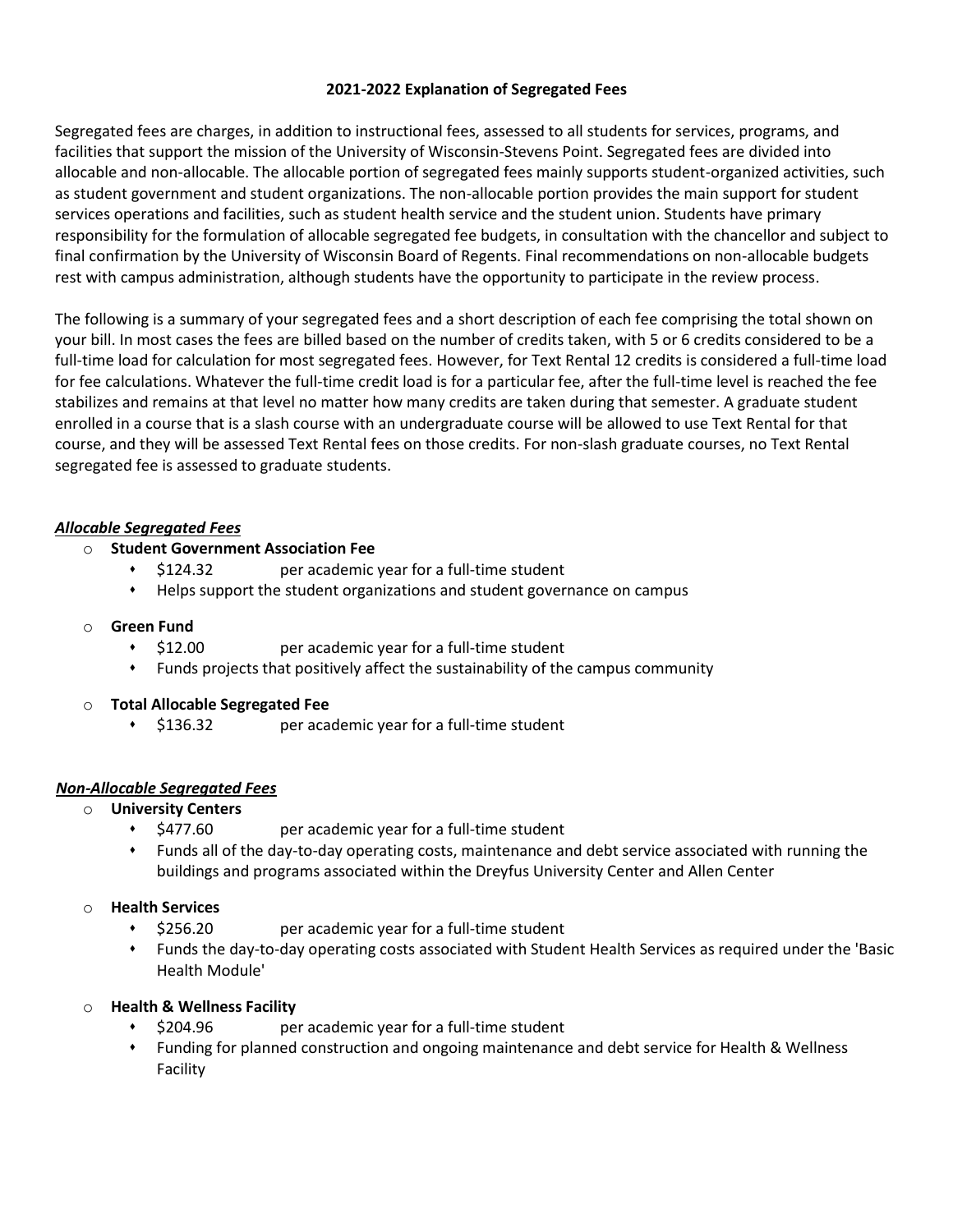# 2021-2022 Explanation of Segregated Fees

Segregated fees are charges, in addition to instructional fees, assessed to all students for services, programs, and facilities that support the mission of the University of Wisconsin-Stevens Point. Segregated fees are divided into allocable and non-allocable. The allocable portion of segregated fees mainly supports student-organized activities, such as student government and student organizations. The non-allocable portion provides the main support for student services operations and facilities, such as student health service and the student union. Students have primary responsibility for the formulation of allocable segregated fee budgets, in consultation with the chancellor and subject to final confirmation by the University of Wisconsin Board of Regents. Final recommendations on non-allocable budgets rest with campus administration, although students have the opportunity to participate in the review process.

The following is a summary of your segregated fees and a short description of each fee comprising the total shown on your bill. In most cases the fees are billed based on the number of credits taken, with 5 or 6 credits considered to be a full-time load for calculation for most segregated fees. However, for Text Rental 12 credits is considered a full-time load for fee calculations. Whatever the full-time credit load is for a particular fee, after the full-time level is reached the fee stabilizes and remains at that level no matter how many credits are taken during that semester. A graduate student enrolled in a course that is a slash course with an undergraduate course will be allowed to use Text Rental for that course, and they will be assessed Text Rental fees on those credits. For non-slash graduate courses, no Text Rental segregated fee is assessed to graduate students.

## *Allocable Segregated Fees*

- **Student Government Association Fee**
  - $124.32 per academic year for a full-time student
  - Helps support the student organizations and student governance on campus
- **Green Fund**
  - $12.00 per academic year for a full-time student
  - Funds projects that positively affect the sustainability of the campus community
- **Total Allocable Segregated Fee**
  - $136.32 per academic year for a full-time student

## *Non-Allocable Segregated Fees*

- **University Centers**
  - $477.60 per academic year for a full-time student
  - Funds all of the day-to-day operating costs, maintenance and debt service associated with running the buildings and programs associated within the Dreyfus University Center and Allen Center
- **Health Services**
  - $256.20 per academic year for a full-time student
  - Funds the day-to-day operating costs associated with Student Health Services as required under the 'Basic Health Module'
- **Health & Wellness Facility**
  - $204.96 per academic year for a full-time student
  - Funding for planned construction and ongoing maintenance and debt service for Health & Wellness Facility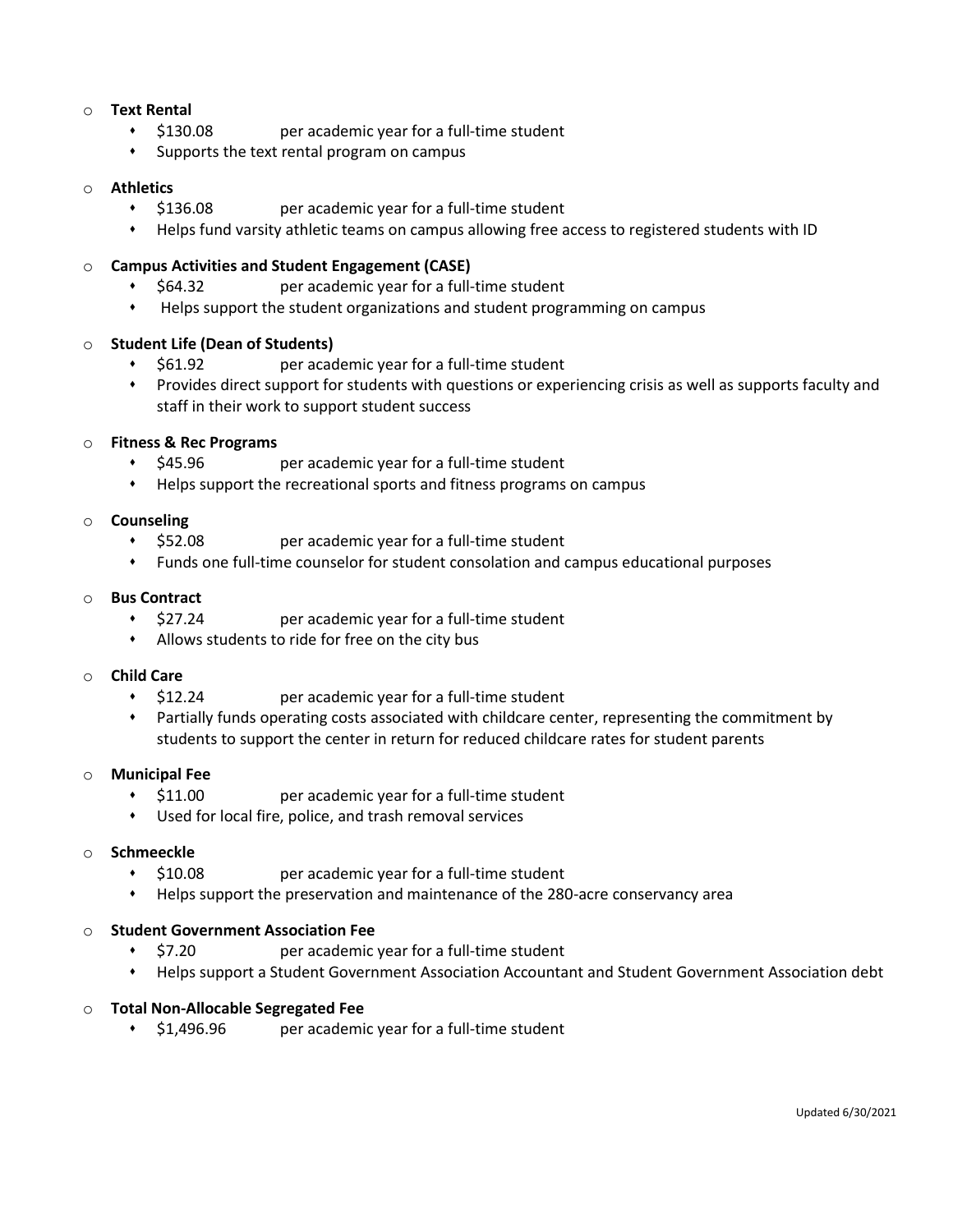- **Text Rental**
  - $130.08 per academic year for a full-time student
  - Supports the text rental program on campus

- **Athletics**
  - $136.08 per academic year for a full-time student
  - Helps fund varsity athletic teams on campus allowing free access to registered students with ID

- **Campus Activities and Student Engagement (CASE)**
  - $64.32 per academic year for a full-time student
  - Helps support the student organizations and student programming on campus

- **Student Life (Dean of Students)**
  - $61.92 per academic year for a full-time student
  - Provides direct support for students with questions or experiencing crisis as well as supports faculty and staff in their work to support student success

- **Fitness & Rec Programs**
  - $45.96 per academic year for a full-time student
  - Helps support the recreational sports and fitness programs on campus

- **Counseling**
  - $52.08 per academic year for a full-time student
  - Funds one full-time counselor for student consolation and campus educational purposes

- **Bus Contract**
  - $27.24 per academic year for a full-time student
  - Allows students to ride for free on the city bus

- **Child Care**
  - $12.24 per academic year for a full-time student
  - Partially funds operating costs associated with childcare center, representing the commitment by students to support the center in return for reduced childcare rates for student parents

- **Municipal Fee**
  - $11.00 per academic year for a full-time student
  - Used for local fire, police, and trash removal services

- **Schmeeckle**
  - $10.08 per academic year for a full-time student
  - Helps support the preservation and maintenance of the 280-acre conservancy area

- **Student Government Association Fee**
  - $7.20 per academic year for a full-time student
  - Helps support a Student Government Association Accountant and Student Government Association debt

- **Total Non-Allocable Segregated Fee**
  - $1,496.96 per academic year for a full-time student

Updated 6/30/2021